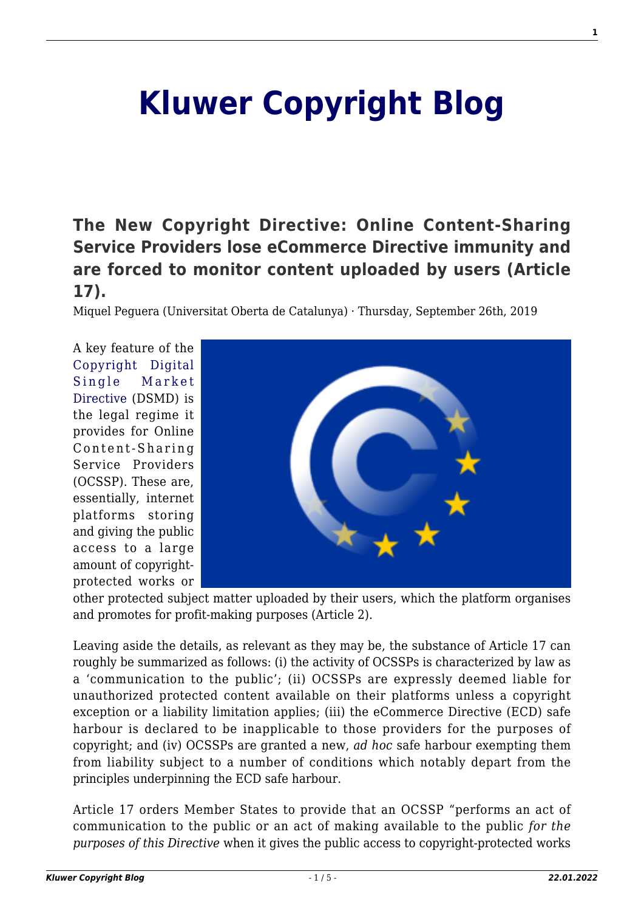# Kluwer Copyright Blog

## The New Copyright Directive: Online Content-Sharing Service Providers lose eCommerce Directive immunity and are forced to monitor content uploaded by users (Article 17).

Miquel Peguera (Universitat Oberta de Catalunya) · Thursday, September 26th, 2019

A key feature of the Copyright Digital Single Market Directive (DSMD) is the legal regime it provides for Online Content-Sharing Service Providers (OCSSP). These are, essentially, internet platforms storing and giving the public access to a large amount of copyright-protected works or other protected subject matter uploaded by their users, which the platform organises and promotes for profit-making purposes (Article 2).

Leaving aside the details, as relevant as they may be, the substance of Article 17 can roughly be summarized as follows: (i) the activity of OCSSPs is characterized by law as a 'communication to the public'; (ii) OCSSPs are expressly deemed liable for unauthorized protected content available on their platforms unless a copyright exception or a liability limitation applies; (iii) the eCommerce Directive (ECD) safe harbour is declared to be inapplicable to those providers for the purposes of copyright; and (iv) OCSSPs are granted a new, *ad hoc* safe harbour exempting them from liability subject to a number of conditions which notably depart from the principles underpinning the ECD safe harbour.

Article 17 orders Member States to provide that an OCSSP "performs an act of communication to the public or an act of making available to the public *for the purposes of this Directive* when it gives the public access to copyright-protected works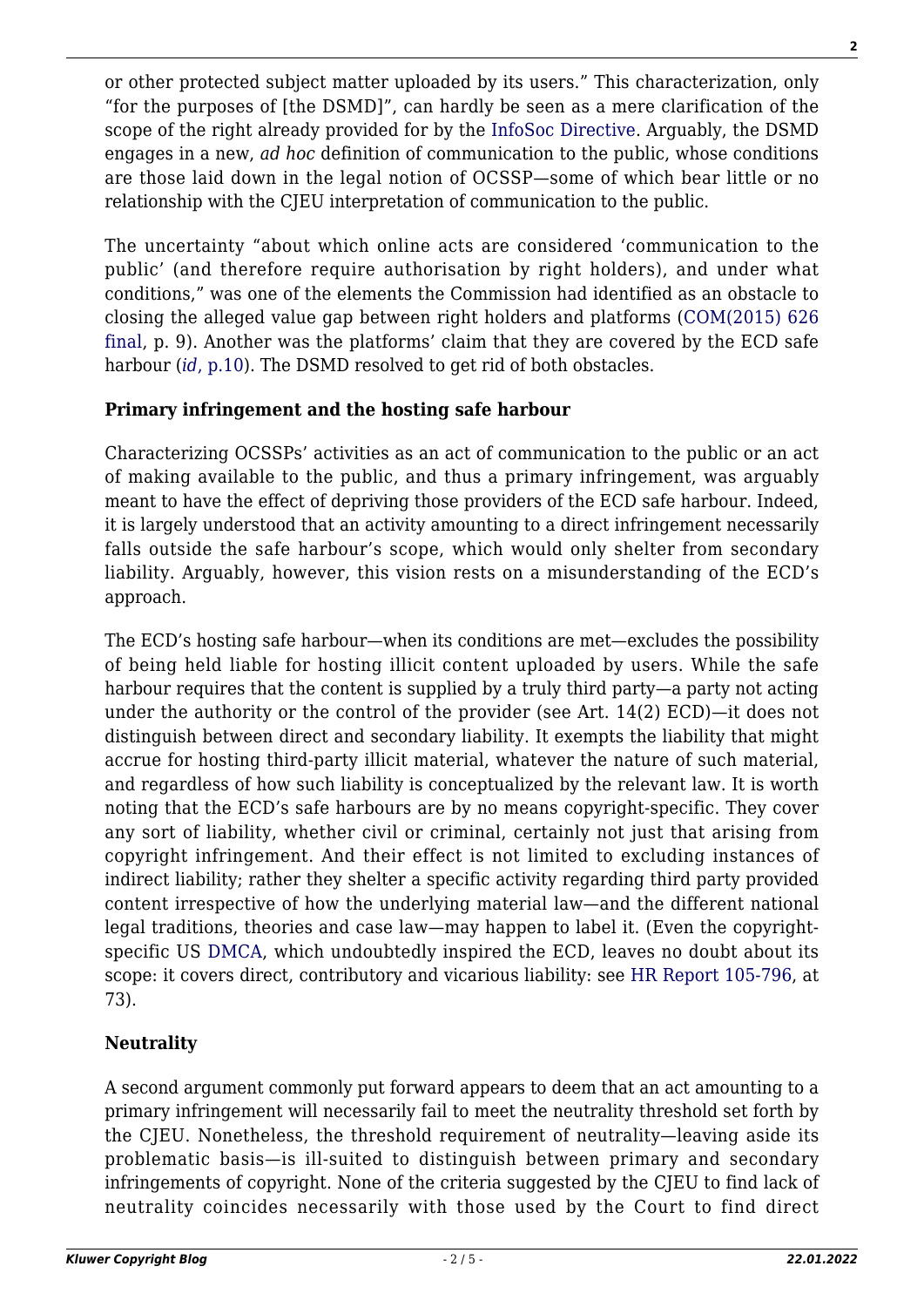or other protected subject matter uploaded by its users." This characterization, only "for the purposes of [the DSMD]", can hardly be seen as a mere clarification of the scope of the right already provided for by the InfoSoc Directive. Arguably, the DSMD engages in a new, *ad hoc* definition of communication to the public, whose conditions are those laid down in the legal notion of OCSSP—some of which bear little or no relationship with the CJEU interpretation of communication to the public.

The uncertainty "about which online acts are considered 'communication to the public' (and therefore require authorisation by right holders), and under what conditions," was one of the elements the Commission had identified as an obstacle to closing the alleged value gap between right holders and platforms (COM(2015) 626 final, p. 9). Another was the platforms' claim that they are covered by the ECD safe harbour (*id*, p.10). The DSMD resolved to get rid of both obstacles.

**Primary infringement and the hosting safe harbour**

Characterizing OCSSPs' activities as an act of communication to the public or an act of making available to the public, and thus a primary infringement, was arguably meant to have the effect of depriving those providers of the ECD safe harbour. Indeed, it is largely understood that an activity amounting to a direct infringement necessarily falls outside the safe harbour's scope, which would only shelter from secondary liability. Arguably, however, this vision rests on a misunderstanding of the ECD's approach.

The ECD's hosting safe harbour—when its conditions are met—excludes the possibility of being held liable for hosting illicit content uploaded by users. While the safe harbour requires that the content is supplied by a truly third party—a party not acting under the authority or the control of the provider (see Art. 14(2) ECD)—it does not distinguish between direct and secondary liability. It exempts the liability that might accrue for hosting third-party illicit material, whatever the nature of such material, and regardless of how such liability is conceptualized by the relevant law. It is worth noting that the ECD's safe harbours are by no means copyright-specific. They cover any sort of liability, whether civil or criminal, certainly not just that arising from copyright infringement. And their effect is not limited to excluding instances of indirect liability; rather they shelter a specific activity regarding third party provided content irrespective of how the underlying material law—and the different national legal traditions, theories and case law—may happen to label it. (Even the copyright-specific US DMCA, which undoubtedly inspired the ECD, leaves no doubt about its scope: it covers direct, contributory and vicarious liability: see HR Report 105-796, at 73).

**Neutrality**

A second argument commonly put forward appears to deem that an act amounting to a primary infringement will necessarily fail to meet the neutrality threshold set forth by the CJEU. Nonetheless, the threshold requirement of neutrality—leaving aside its problematic basis—is ill-suited to distinguish between primary and secondary infringements of copyright. None of the criteria suggested by the CJEU to find lack of neutrality coincides necessarily with those used by the Court to find direct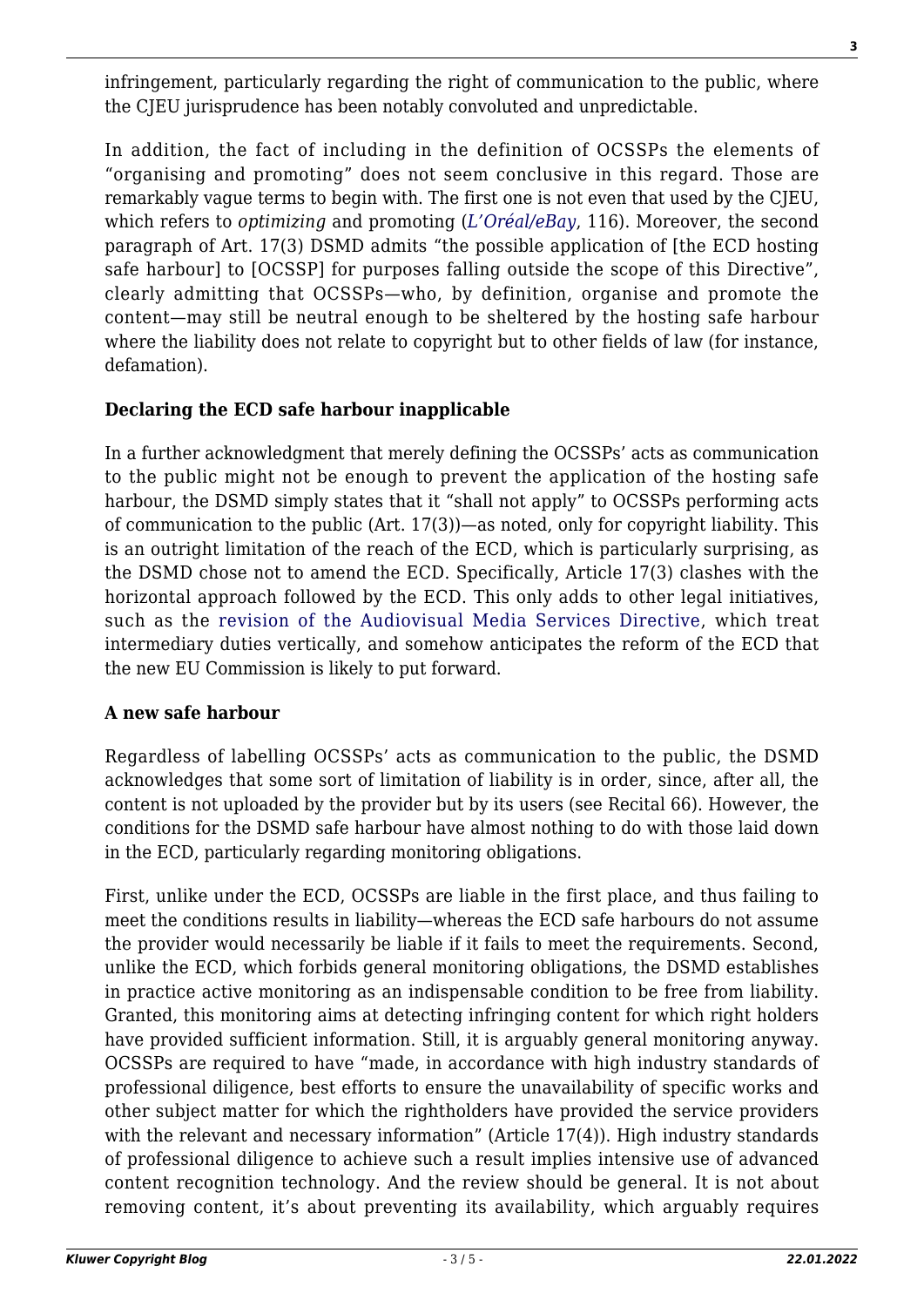infringement, particularly regarding the right of communication to the public, where the CJEU jurisprudence has been notably convoluted and unpredictable.

In addition, the fact of including in the definition of OCSSPs the elements of "organising and promoting" does not seem conclusive in this regard. Those are remarkably vague terms to begin with. The first one is not even that used by the CJEU, which refers to *optimizing* and promoting (*L'Oréal/eBay*, 116). Moreover, the second paragraph of Art. 17(3) DSMD admits "the possible application of [the ECD hosting safe harbour] to [OCSSP] for purposes falling outside the scope of this Directive", clearly admitting that OCSSPs—who, by definition, organise and promote the content—may still be neutral enough to be sheltered by the hosting safe harbour where the liability does not relate to copyright but to other fields of law (for instance, defamation).

**Declaring the ECD safe harbour inapplicable**

In a further acknowledgment that merely defining the OCSSPs' acts as communication to the public might not be enough to prevent the application of the hosting safe harbour, the DSMD simply states that it "shall not apply" to OCSSPs performing acts of communication to the public (Art. 17(3))—as noted, only for copyright liability. This is an outright limitation of the reach of the ECD, which is particularly surprising, as the DSMD chose not to amend the ECD. Specifically, Article 17(3) clashes with the horizontal approach followed by the ECD. This only adds to other legal initiatives, such as the revision of the Audiovisual Media Services Directive, which treat intermediary duties vertically, and somehow anticipates the reform of the ECD that the new EU Commission is likely to put forward.

**A new safe harbour**

Regardless of labelling OCSSPs' acts as communication to the public, the DSMD acknowledges that some sort of limitation of liability is in order, since, after all, the content is not uploaded by the provider but by its users (see Recital 66). However, the conditions for the DSMD safe harbour have almost nothing to do with those laid down in the ECD, particularly regarding monitoring obligations.

First, unlike under the ECD, OCSSPs are liable in the first place, and thus failing to meet the conditions results in liability—whereas the ECD safe harbours do not assume the provider would necessarily be liable if it fails to meet the requirements. Second, unlike the ECD, which forbids general monitoring obligations, the DSMD establishes in practice active monitoring as an indispensable condition to be free from liability. Granted, this monitoring aims at detecting infringing content for which right holders have provided sufficient information. Still, it is arguably general monitoring anyway. OCSSPs are required to have "made, in accordance with high industry standards of professional diligence, best efforts to ensure the unavailability of specific works and other subject matter for which the rightholders have provided the service providers with the relevant and necessary information" (Article 17(4)). High industry standards of professional diligence to achieve such a result implies intensive use of advanced content recognition technology. And the review should be general. It is not about removing content, it's about preventing its availability, which arguably requires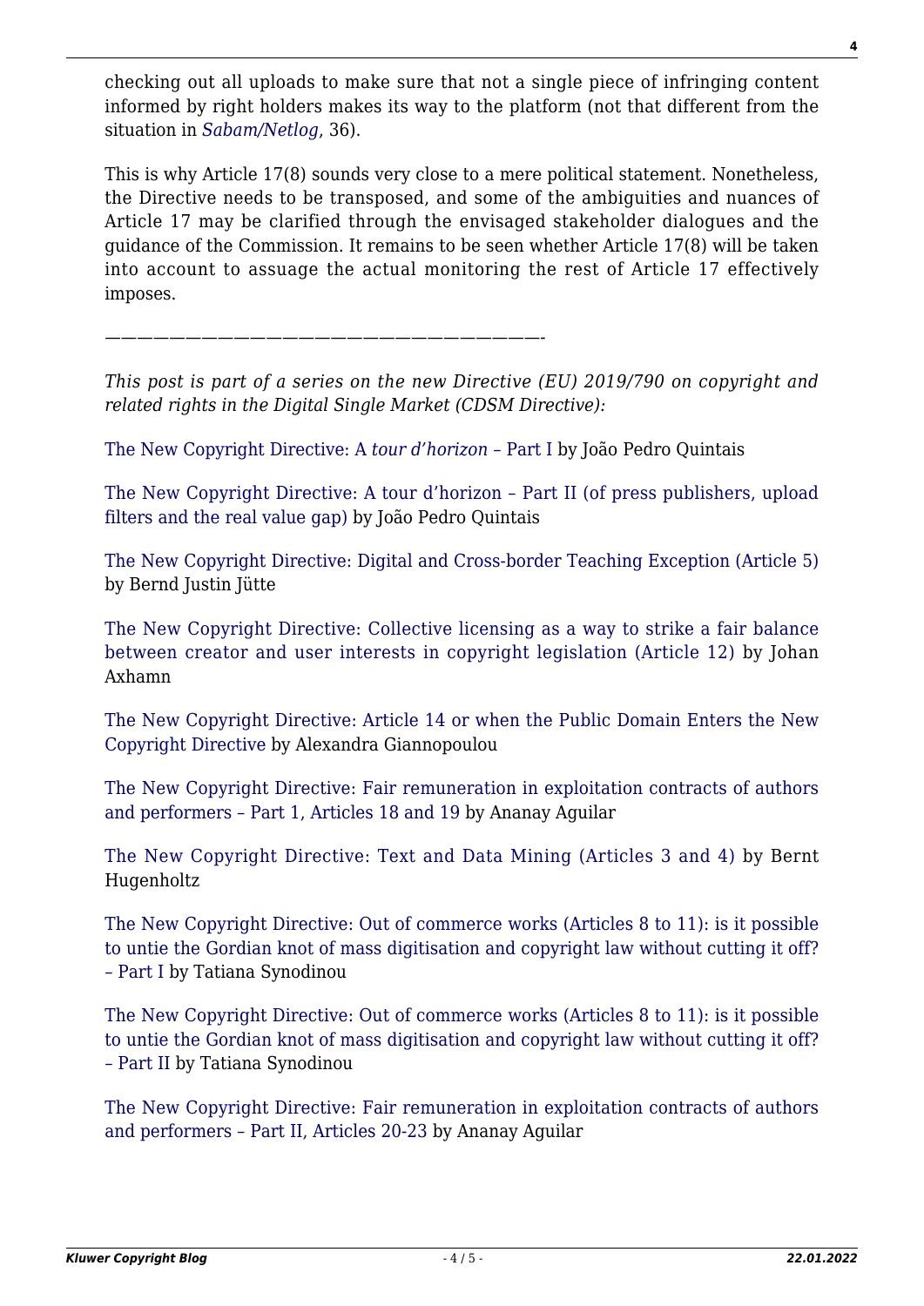checking out all uploads to make sure that not a single piece of infringing content informed by right holders makes its way to the platform (not that different from the situation in *Sabam/Netlog*, 36).

This is why Article 17(8) sounds very close to a mere political statement. Nonetheless, the Directive needs to be transposed, and some of the ambiguities and nuances of Article 17 may be clarified through the envisaged stakeholder dialogues and the guidance of the Commission. It remains to be seen whether Article 17(8) will be taken into account to assuage the actual monitoring the rest of Article 17 effectively imposes.

———————————————————————————-

*This post is part of a series on the new Directive (EU) 2019/790 on copyright and related rights in the Digital Single Market (CDSM Directive):*

The New Copyright Directive: A *tour d'horizon* – Part I by João Pedro Quintais

The New Copyright Directive: A tour d'horizon – Part II (of press publishers, upload filters and the real value gap) by João Pedro Quintais

The New Copyright Directive: Digital and Cross-border Teaching Exception (Article 5) by Bernd Justin Jütte

The New Copyright Directive: Collective licensing as a way to strike a fair balance between creator and user interests in copyright legislation (Article 12) by Johan Axhamn

The New Copyright Directive: Article 14 or when the Public Domain Enters the New Copyright Directive by Alexandra Giannopoulou

The New Copyright Directive: Fair remuneration in exploitation contracts of authors and performers – Part 1, Articles 18 and 19 by Ananay Aguilar

The New Copyright Directive: Text and Data Mining (Articles 3 and 4) by Bernt Hugenholtz

The New Copyright Directive: Out of commerce works (Articles 8 to 11): is it possible to untie the Gordian knot of mass digitisation and copyright law without cutting it off? – Part I by Tatiana Synodinou

The New Copyright Directive: Out of commerce works (Articles 8 to 11): is it possible to untie the Gordian knot of mass digitisation and copyright law without cutting it off? – Part II by Tatiana Synodinou

The New Copyright Directive: Fair remuneration in exploitation contracts of authors and performers – Part II, Articles 20-23 by Ananay Aguilar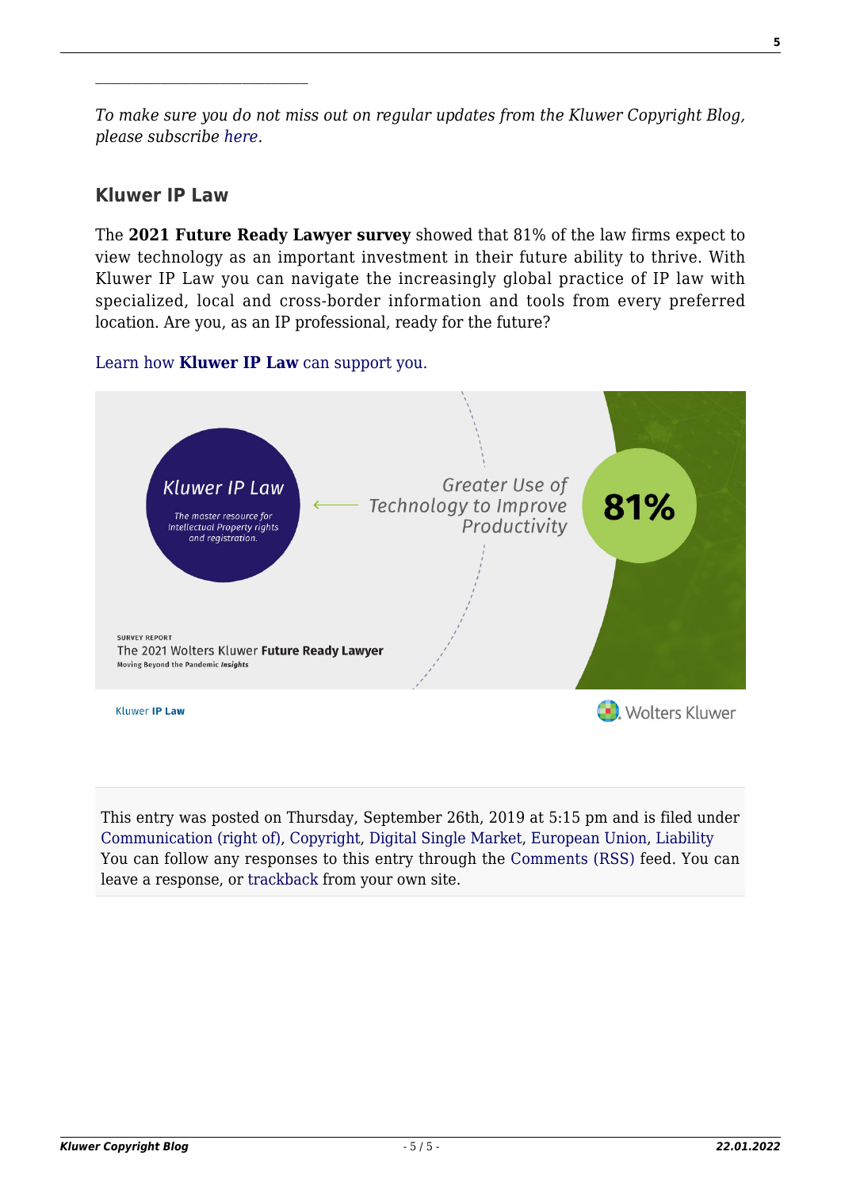---

*To make sure you do not miss out on regular updates from the Kluwer Copyright Blog, please subscribe here.*

## Kluwer IP Law

The **2021 Future Ready Lawyer survey** showed that 81% of the law firms expect to view technology as an important investment in their future ability to thrive. With Kluwer IP Law you can navigate the increasingly global practice of IP law with specialized, local and cross-border information and tools from every preferred location. Are you, as an IP professional, ready for the future?

Learn how **Kluwer IP Law** can support you.

Kluwer IP Law

The master resource for Intellectual Property rights and registration.

Greater Use of Technology to Improve Productivity

81%

SURVEY REPORT

The 2021 Wolters Kluwer **Future Ready Lawyer**

Moving Beyond the Pandemic *Insights*

Kluwer **IP Law**

Wolters Kluwer

This entry was posted on Thursday, September 26th, 2019 at 5:15 pm and is filed under Communication (right of), Copyright, Digital Single Market, European Union, Liability
You can follow any responses to this entry through the Comments (RSS) feed. You can leave a response, or trackback from your own site.